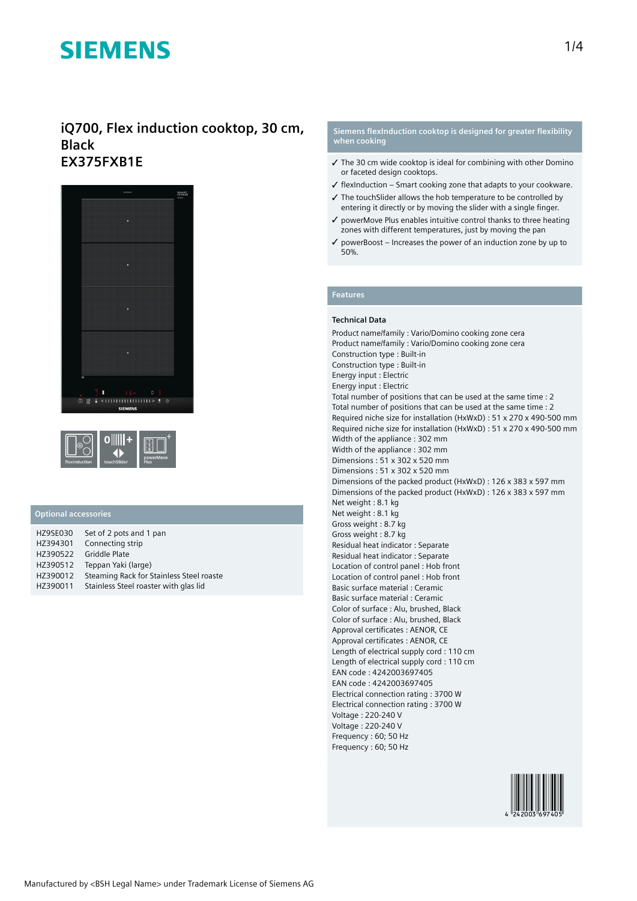# SIEMENS

## iQ700, Flex induction cooktop, 30 cm, Black
## EX375FXB1E

flexInduction | touchSlider | powerMove Plus

### Optional accessories

| | |
|---|---|
| HZ9SE030 | Set of 2 pots and 1 pan |
| HZ394301 | Connecting strip |
| HZ390522 | Griddle Plate |
| HZ390512 | Teppan Yaki (large) |
| HZ390012 | Steaming Rack for Stainless Steel roaste |
| HZ390011 | Stainless Steel roaster with glas lid |

### Siemens flexInduction cooktop is designed for greater flexibility when cooking

- ✓ The 30 cm wide cooktop is ideal for combining with other Domino or faceted design cooktops.
- ✓ flexInduction – Smart cooking zone that adapts to your cookware.
- ✓ The touchSlider allows the hob temperature to be controlled by entering it directly or by moving the slider with a single finger.
- ✓ powerMove Plus enables intuitive control thanks to three heating zones with different temperatures, just by moving the pan
- ✓ powerBoost – Increases the power of an induction zone by up to 50%.

### Features

**Technical Data**

Product name/family : Vario/Domino cooking zone cera
Product name/family : Vario/Domino cooking zone cera
Construction type : Built-in
Construction type : Built-in
Energy input : Electric
Energy input : Electric
Total number of positions that can be used at the same time : 2
Total number of positions that can be used at the same time : 2
Required niche size for installation (HxWxD) : 51 x 270 x 490-500 mm
Required niche size for installation (HxWxD) : 51 x 270 x 490-500 mm
Width of the appliance : 302 mm
Width of the appliance : 302 mm
Dimensions : 51 x 302 x 520 mm
Dimensions : 51 x 302 x 520 mm
Dimensions of the packed product (HxWxD) : 126 x 383 x 597 mm
Dimensions of the packed product (HxWxD) : 126 x 383 x 597 mm
Net weight : 8.1 kg
Net weight : 8.1 kg
Gross weight : 8.7 kg
Gross weight : 8.7 kg
Residual heat indicator : Separate
Residual heat indicator : Separate
Location of control panel : Hob front
Location of control panel : Hob front
Basic surface material : Ceramic
Basic surface material : Ceramic
Color of surface : Alu, brushed, Black
Color of surface : Alu, brushed, Black
Approval certificates : AENOR, CE
Approval certificates : AENOR, CE
Length of electrical supply cord : 110 cm
Length of electrical supply cord : 110 cm
EAN code : 4242003697405
EAN code : 4242003697405
Electrical connection rating : 3700 W
Electrical connection rating : 3700 W
Voltage : 220-240 V
Voltage : 220-240 V
Frequency : 60; 50 Hz
Frequency : 60; 50 Hz

4 242003 697405

Manufactured by <BSH Legal Name> under Trademark License of Siemens AG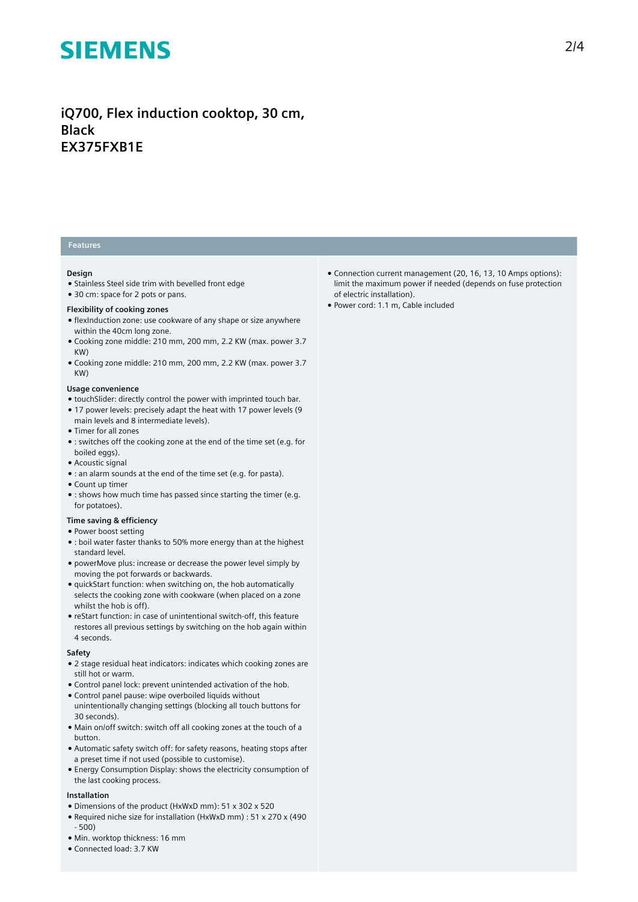# iQ700, Flex induction cooktop, 30 cm, Black
# EX375FXB1E

## Features

### Design

- Stainless Steel side trim with bevelled front edge
- 30 cm: space for 2 pots or pans.

### Flexibility of cooking zones

- flexInduction zone: use cookware of any shape or size anywhere within the 40cm long zone.
- Cooking zone middle: 210 mm, 200 mm, 2.2 KW (max. power 3.7 KW)
- Cooking zone middle: 210 mm, 200 mm, 2.2 KW (max. power 3.7 KW)

### Usage convenience

- touchSlider: directly control the power with imprinted touch bar.
- 17 power levels: precisely adapt the heat with 17 power levels (9 main levels and 8 intermediate levels).
- Timer for all zones
- : switches off the cooking zone at the end of the time set (e.g. for boiled eggs).
- Acoustic signal
- : an alarm sounds at the end of the time set (e.g. for pasta).
- Count up timer
- : shows how much time has passed since starting the timer (e.g. for potatoes).

### Time saving & efficiency

- Power boost setting
- : boil water faster thanks to 50% more energy than at the highest standard level.
- powerMove plus: increase or decrease the power level simply by moving the pot forwards or backwards.
- quickStart function: when switching on, the hob automatically selects the cooking zone with cookware (when placed on a zone whilst the hob is off).
- reStart function: in case of unintentional switch-off, this feature restores all previous settings by switching on the hob again within 4 seconds.

### Safety

- 2 stage residual heat indicators: indicates which cooking zones are still hot or warm.
- Control panel lock: prevent unintended activation of the hob.
- Control panel pause: wipe overboiled liquids without unintentionally changing settings (blocking all touch buttons for 30 seconds).
- Main on/off switch: switch off all cooking zones at the touch of a button.
- Automatic safety switch off: for safety reasons, heating stops after a preset time if not used (possible to customise).
- Energy Consumption Display: shows the electricity consumption of the last cooking process.

### Installation

- Dimensions of the product (HxWxD mm): 51 x 302 x 520
- Required niche size for installation (HxWxD mm) : 51 x 270 x (490 - 500)
- Min. worktop thickness: 16 mm
- Connected load: 3.7 KW
- Connection current management (20, 16, 13, 10 Amps options): limit the maximum power if needed (depends on fuse protection of electric installation).
- Power cord: 1.1 m, Cable included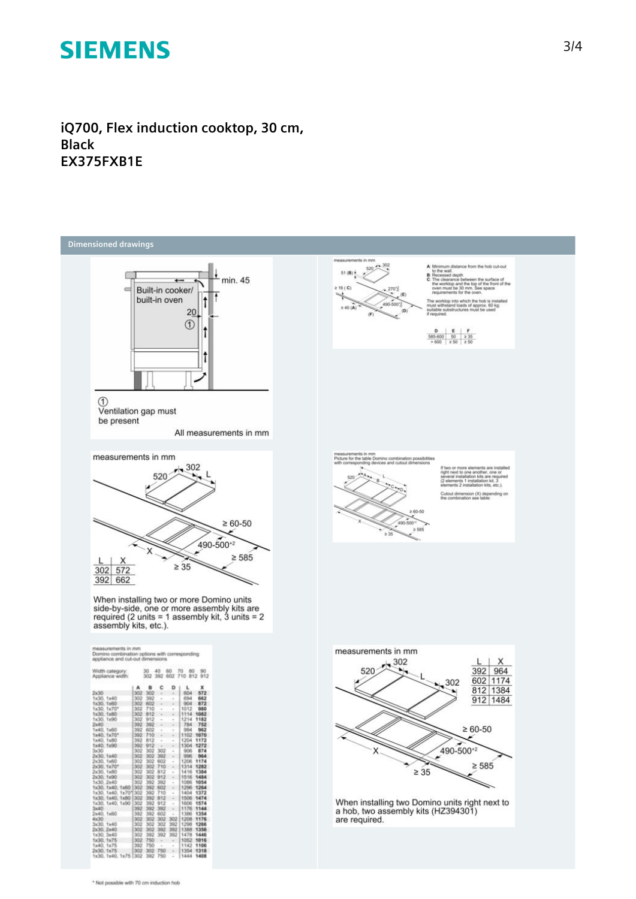# iQ700, Flex induction cooktop, 30 cm, Black
# EX375FXB1E

## Dimensioned drawings

Built-in cooker/ built-in oven

min. 45

20

①

① Ventilation gap must be present

All measurements in mm

measurements in mm

A: Minimum distance from the hob cut-out to the wall.
B: Recessed depth
C: The clearance between the surface of the worktop and the top of the front of the oven must be 30 mm. See space requirements for the oven.

The worktop into which the hob is installed must withstand loads of approx. 60 kg; suitable substructures must be used if required.

| D | E | F |
|---|---|---|
| 585-600 | 50 | ≥ 35 |
| > 600 | ≥ 50 | ≥ 50 |

measurements in mm

| L | X |
|---|---|
| 302 | 572 |
| 392 | 662 |

When installing two or more Domino units side-by-side, one or more assembly kits are required (2 units = 1 assembly kit, 3 units = 2 assembly kits, etc.).

measurements in mm
Picture for the table Domino combination possibilities with corresponding devices and cutout dimensions

If two or more elements are installed right next to one another, one or several installation kits are required (2 elements 1 installation kit, 3 elements 2 installation kits, etc.).

Cutout dimension (X) depending on the combination see table

measurements in mm
Domino combination options with corresponding appliance and cut-out dimensions

| Width category: | 30 | 40 | 60 | 70 | 80 | 90 |
|---|---|---|---|---|---|---|
| Appliance width: | 302 | 392 | 602 | 710 | 812 | 912 |

| | A | B | C | D | L | X |
|---|---|---|---|---|---|---|
| 2x30 | 302 | 302 | - | - | 604 | 572 |
| 1x30, 1x40 | 302 | 392 | - | - | 694 | 662 |
| 1x30, 1x60 | 302 | 602 | - | - | 904 | 872 |
| 1x30, 1x70* | 302 | 710 | - | - | 1012 | 980 |
| 1x30, 1x80 | 302 | 812 | - | - | 1114 | 1082 |
| 1x30, 1x90 | 302 | 912 | - | - | 1214 | 1182 |
| 2x40 | 392 | 392 | - | - | 784 | 752 |
| 1x40, 1x60 | 392 | 602 | - | - | 994 | 962 |
| 1x40, 1x70* | 392 | 710 | - | - | 1102 | 1070 |
| 1x40, 1x80 | 392 | 812 | - | - | 1204 | 1172 |
| 1x40, 1x90 | 392 | 912 | - | - | 1304 | 1272 |
| 3x30 | 302 | 302 | 302 | - | 906 | 874 |
| 2x30, 1x40 | 302 | 302 | 392 | - | 996 | 964 |
| 2x30, 1x60 | 302 | 302 | 602 | - | 1206 | 1174 |
| 2x30, 1x70* | 302 | 302 | 710 | - | 1314 | 1282 |
| 2x30, 1x80 | 302 | 302 | 812 | - | 1416 | 1384 |
| 2x30, 1x90 | 302 | 302 | 912 | - | 1516 | 1484 |
| 1x30, 2x40 | 302 | 392 | 392 | - | 1086 | 1054 |
| 1x30, 1x40, 1x60 | 302 | 392 | 602 | - | 1296 | 1264 |
| 1x30, 1x40, 1x70* | 302 | 392 | 710 | - | 1404 | 1372 |
| 1x30, 1x40, 1x80 | 302 | 392 | 812 | - | 1506 | 1474 |
| 1x30, 1x40, 1x90 | 302 | 392 | 912 | - | 1606 | 1574 |
| 3x40 | 392 | 392 | 392 | - | 1176 | 1144 |
| 2x40, 1x60 | 392 | 392 | 602 | - | 1386 | 1354 |
| 4x30 | 302 | 302 | 302 | 302 | 1208 | 1176 |
| 3x30, 1x40 | 302 | 302 | 302 | 392 | 1298 | 1266 |
| 2x30, 2x40 | 302 | 302 | 392 | 392 | 1388 | 1356 |
| 1x30, 3x40 | 302 | 392 | 392 | 392 | 1478 | 1446 |
| 1x30, 1x75 | 302 | 750 | - | - | 1052 | 1016 |
| 1x40, 1x75 | 392 | 750 | - | - | 1142 | 1106 |
| 2x30, 1x75 | 302 | 302 | 750 | - | 1354 | 1318 |
| 1x30, 1x40, 1x75 | 302 | 392 | 750 | - | 1444 | 1408 |

measurements in mm

| L | X |
|---|---|
| 392 | 964 |
| 602 | 1174 |
| 812 | 1384 |
| 912 | 1484 |

When installing two Domino units right next to a hob, two assembly kits (HZ394301) are required.

\* Not possible with 70 cm induction hob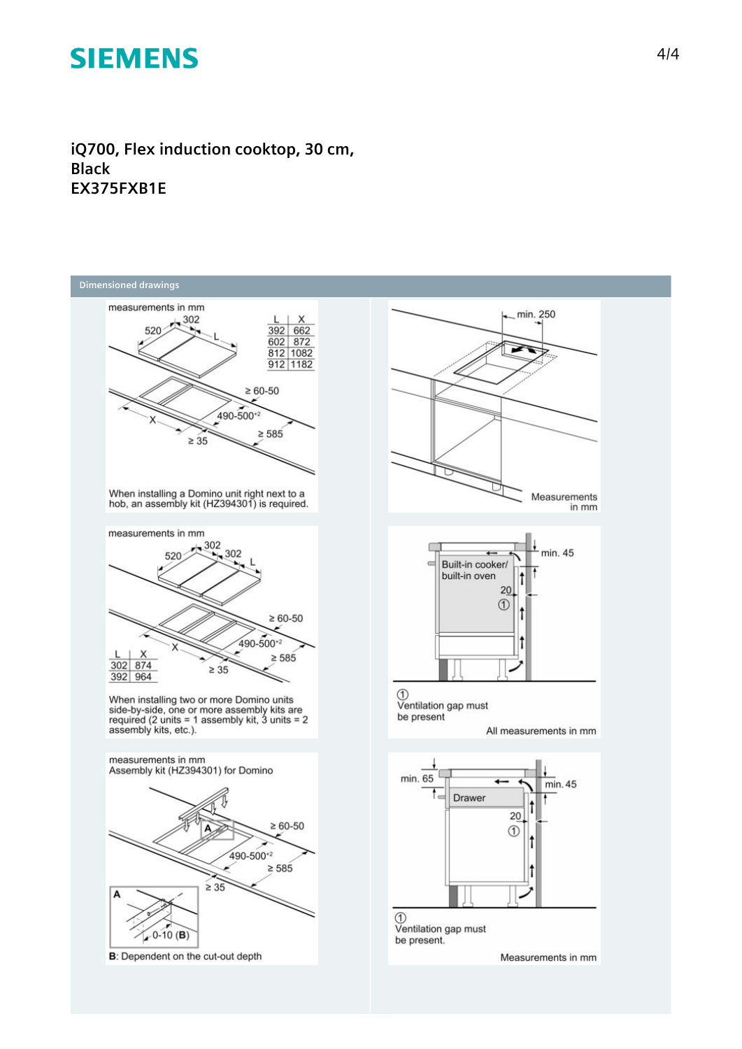# iQ700, Flex induction cooktop, 30 cm, Black
# EX375FXB1E

## Dimensioned drawings

measurements in mm

520
302
L

| L | X |
|---|---|
| 392 | 662 |
| 602 | 872 |
| 812 | 1082 |
| 912 | 1182 |

≥ 60-50
490-500[+2]
X
≥ 35
≥ 585

When installing a Domino unit right next to a hob, an assembly kit (HZ394301) is required.

min. 250

Measurements in mm

measurements in mm

520
302
302
L
≥ 60-50
490-500[+2]
X
≥ 585
≥ 35

| L | X |
|---|---|
| 302 | 874 |
| 392 | 964 |

When installing two or more Domino units side-by-side, one or more assembly kits are required (2 units = 1 assembly kit, 3 units = 2 assembly kits, etc.).

Built-in cooker/ built-in oven
min. 45
20
①

① Ventilation gap must be present

All measurements in mm

measurements in mm
Assembly kit (HZ394301) for Domino

A
≥ 60-50
490-500[+2]
≥ 585
≥ 35
A
0-10 (B)

B: Dependent on the cut-out depth

min. 65
Drawer
min. 45
20
①

① Ventilation gap must be present.

Measurements in mm